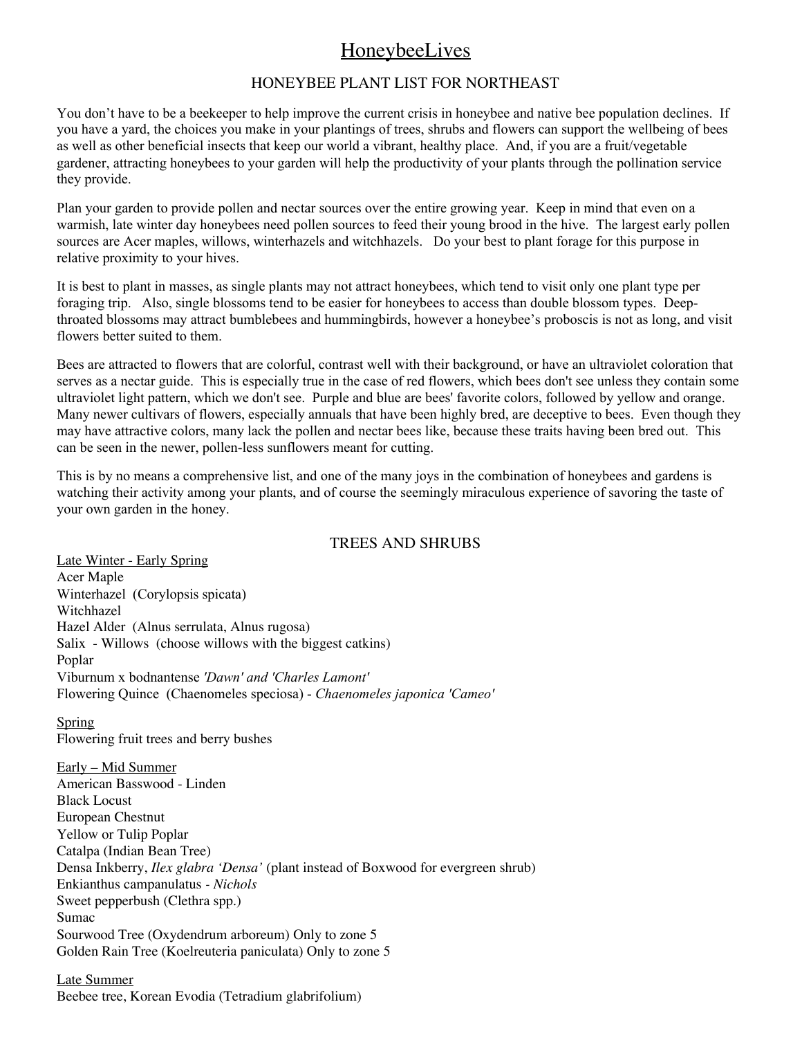# HoneybeeLives

## HONEYBEE PLANT LIST FOR NORTHEAST

You don't have to be a beekeeper to help improve the current crisis in honeybee and native bee population declines. If you have a yard, the choices you make in your plantings of trees, shrubs and flowers can support the wellbeing of bees as well as other beneficial insects that keep our world a vibrant, healthy place. And, if you are a fruit/vegetable gardener, attracting honeybees to your garden will help the productivity of your plants through the pollination service they provide.

Plan your garden to provide pollen and nectar sources over the entire growing year. Keep in mind that even on a warmish, late winter day honeybees need pollen sources to feed their young brood in the hive. The largest early pollen sources are Acer maples, willows, winterhazels and witchhazels. Do your best to plant forage for this purpose in relative proximity to your hives.

It is best to plant in masses, as single plants may not attract honeybees, which tend to visit only one plant type per foraging trip. Also, single blossoms tend to be easier for honeybees to access than double blossom types. Deep-throated blossoms may attract bumblebees and hummingbirds, however a honeybee's proboscis is not as long, and visit flowers better suited to them.

Bees are attracted to flowers that are colorful, contrast well with their background, or have an ultraviolet coloration that serves as a nectar guide. This is especially true in the case of red flowers, which bees don't see unless they contain some ultraviolet light pattern, which we don't see. Purple and blue are bees' favorite colors, followed by yellow and orange. Many newer cultivars of flowers, especially annuals that have been highly bred, are deceptive to bees. Even though they may have attractive colors, many lack the pollen and nectar bees like, because these traits having been bred out. This can be seen in the newer, pollen-less sunflowers meant for cutting.

This is by no means a comprehensive list, and one of the many joys in the combination of honeybees and gardens is watching their activity among your plants, and of course the seemingly miraculous experience of savoring the taste of your own garden in the honey.

## TREES AND SHRUBS

Late Winter - Early Spring

Acer Maple
Winterhazel (Corylopsis spicata)
Witchhazel
Hazel Alder (Alnus serrulata, Alnus rugosa)
Salix - Willows (choose willows with the biggest catkins)
Poplar
Viburnum x bodnantense *'Dawn' and 'Charles Lamont'*
Flowering Quince (Chaenomeles speciosa) - *Chaenomeles japonica 'Cameo'*

Spring

Flowering fruit trees and berry bushes

Early – Mid Summer

American Basswood - Linden
Black Locust
European Chestnut
Yellow or Tulip Poplar
Catalpa (Indian Bean Tree)
Densa Inkberry, *Ilex glabra 'Densa'* (plant instead of Boxwood for evergreen shrub)
Enkianthus campanulatus - *Nichols*
Sweet pepperbush (Clethra spp.)
Sumac
Sourwood Tree (Oxydendrum arboreum) Only to zone 5
Golden Rain Tree (Koelreuteria paniculata) Only to zone 5

Late Summer

Beebee tree, Korean Evodia (Tetradium glabrifolium)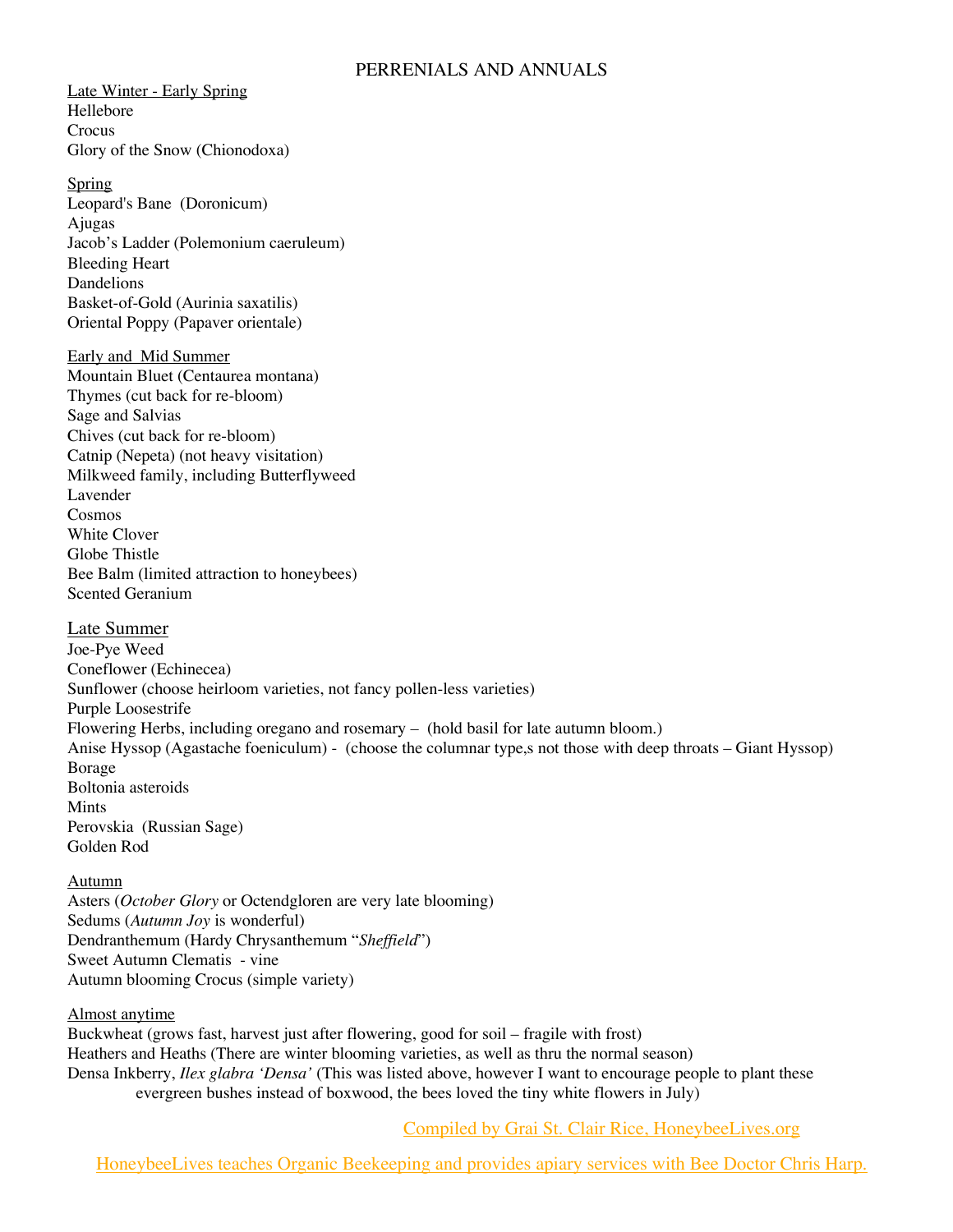# PERRENIALS AND ANNUALS

Late Winter - Early Spring
Hellebore
Crocus
Glory of the Snow (Chionodoxa)

Spring
Leopard's Bane (Doronicum)
Ajugas
Jacob's Ladder (Polemonium caeruleum)
Bleeding Heart
Dandelions
Basket-of-Gold (Aurinia saxatilis)
Oriental Poppy (Papaver orientale)

Early and Mid Summer
Mountain Bluet (Centaurea montana)
Thymes (cut back for re-bloom)
Sage and Salvias
Chives (cut back for re-bloom)
Catnip (Nepeta) (not heavy visitation)
Milkweed family, including Butterflyweed
Lavender
Cosmos
White Clover
Globe Thistle
Bee Balm (limited attraction to honeybees)
Scented Geranium

Late Summer
Joe-Pye Weed
Coneflower (Echinecea)
Sunflower (choose heirloom varieties, not fancy pollen-less varieties)
Purple Loosestrife
Flowering Herbs, including oregano and rosemary – (hold basil for late autumn bloom.)
Anise Hyssop (Agastache foeniculum) - (choose the columnar type,s not those with deep throats – Giant Hyssop)
Borage
Boltonia asteroids
Mints
Perovskia (Russian Sage)
Golden Rod

Autumn
Asters (*October Glory* or Octendgloren are very late blooming)
Sedums (*Autumn Joy* is wonderful)
Dendranthemum (Hardy Chrysanthemum "*Sheffield*")
Sweet Autumn Clematis - vine
Autumn blooming Crocus (simple variety)

Almost anytime
Buckwheat (grows fast, harvest just after flowering, good for soil – fragile with frost)
Heathers and Heaths (There are winter blooming varieties, as well as thru the normal season)
Densa Inkberry, *Ilex glabra 'Densa'* (This was listed above, however I want to encourage people to plant these evergreen bushes instead of boxwood, the bees loved the tiny white flowers in July)

Compiled by Grai St. Clair Rice, HoneybeeLives.org

HoneybeeLives teaches Organic Beekeeping and provides apiary services with Bee Doctor Chris Harp.